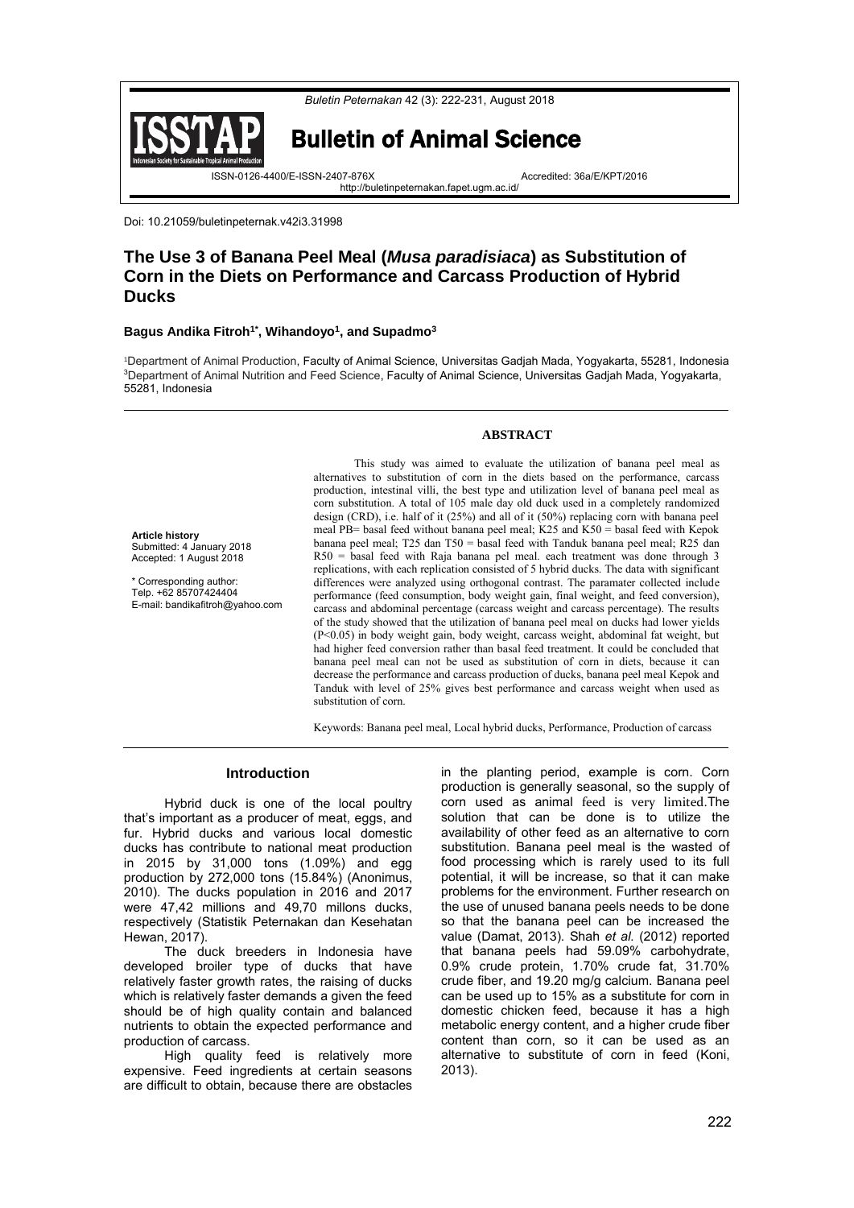Doi: 10.21059/buletinpeternak.v42i3.31998

# The Use 3 of Banana Peel Meal (*Musa paradisiaca*) as Substitution of Corn in the Diets on Performance and Carcass Production of Hybrid Ducks

**Bagus Andika Fitroh[1*], Wihandoyo[1], and Supadmo[3]**

[1]Department of Animal Production, Faculty of Animal Science, Universitas Gadjah Mada, Yogyakarta, 55281, Indonesia
[3]Department of Animal Nutrition and Feed Science, Faculty of Animal Science, Universitas Gadjah Mada, Yogyakarta, 55281, Indonesia

**Article history**
Submitted: 4 January 2018
Accepted: 1 August 2018

\* Corresponding author:
Telp. +62 85707424404
E-mail: bandikafitroh@yahoo.com

## ABSTRACT

This study was aimed to evaluate the utilization of banana peel meal as alternatives to substitution of corn in the diets based on the performance, carcass production, intestinal villi, the best type and utilization level of banana peel meal as corn substitution. A total of 105 male day old duck used in a completely randomized design (CRD), i.e. half of it (25%) and all of it (50%) replacing corn with banana peel meal PB= basal feed without banana peel meal; K25 and K50 = basal feed with Kepok banana peel meal; T25 dan T50 = basal feed with Tanduk banana peel meal; R25 dan R50 = basal feed with Raja banana pel meal. each treatment was done through 3 replications, with each replication consisted of 5 hybrid ducks. The data with significant differences were analyzed using orthogonal contrast. The paramater collected include performance (feed consumption, body weight gain, final weight, and feed conversion), carcass and abdominal percentage (carcass weight and carcass percentage). The results of the study showed that the utilization of banana peel meal on ducks had lower yields ($P<0.05$) in body weight gain, body weight, carcass weight, abdominal fat weight, but had higher feed conversion rather than basal feed treatment. It could be concluded that banana peel meal can not be used as substitution of corn in diets, because it can decrease the performance and carcass production of ducks, banana peel meal Kepok and Tanduk with level of 25% gives best performance and carcass weight when used as substitution of corn.

Keywords: Banana peel meal, Local hybrid ducks, Performance, Production of carcass

## Introduction

Hybrid duck is one of the local poultry that's important as a producer of meat, eggs, and fur. Hybrid ducks and various local domestic ducks has contribute to national meat production in 2015 by 31,000 tons (1.09%) and egg production by 272,000 tons (15.84%) (Anonimus, 2010). The ducks population in 2016 and 2017 were 47,42 millions and 49,70 millons ducks, respectively (Statistik Peternakan dan Kesehatan Hewan, 2017).

The duck breeders in Indonesia have developed broiler type of ducks that have relatively faster growth rates, the raising of ducks which is relatively faster demands a given the feed should be of high quality contain and balanced nutrients to obtain the expected performance and production of carcass.

High quality feed is relatively more expensive. Feed ingredients at certain seasons are difficult to obtain, because there are obstacles in the planting period, example is corn. Corn production is generally seasonal, so the supply of corn used as animal feed is very limited.The solution that can be done is to utilize the availability of other feed as an alternative to corn substitution. Banana peel meal is the wasted of food processing which is rarely used to its full potential, it will be increase, so that it can make problems for the environment. Further research on the use of unused banana peels needs to be done so that the banana peel can be increased the value (Damat, 2013). Shah *et al.* (2012) reported that banana peels had 59.09% carbohydrate, 0.9% crude protein, 1.70% crude fat, 31.70% crude fiber, and 19.20 mg/g calcium. Banana peel can be used up to 15% as a substitute for corn in domestic chicken feed, because it has a high metabolic energy content, and a higher crude fiber content than corn, so it can be used as an alternative to substitute of corn in feed (Koni, 2013).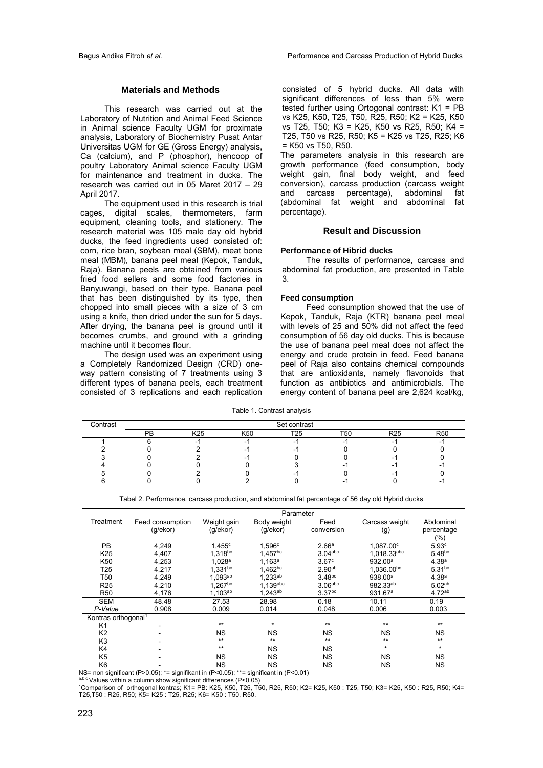## Materials and Methods

This research was carried out at the Laboratory of Nutrition and Animal Feed Science in Animal science Faculty UGM for proximate analysis, Laboratory of Biochemistry Pusat Antar Universitas UGM for GE (Gross Energy) analysis, Ca (calcium), and P (phosphor), hencoop of poultry Laboratory Animal science Faculty UGM for maintenance and treatment in ducks. The research was carried out in 05 Maret 2017 – 29 April 2017.

The equipment used in this research is trial cages, digital scales, thermometers, farm equipment, cleaning tools, and stationery. The research material was 105 male day old hybrid ducks, the feed ingredients used consisted of: corn, rice bran, soybean meal (SBM), meat bone meal (MBM), banana peel meal (Kepok, Tanduk, Raja). Banana peels are obtained from various fried food sellers and some food factories in Banyuwangi, based on their type. Banana peel that has been distinguished by its type, then chopped into small pieces with a size of 3 cm using a knife, then dried under the sun for 5 days. After drying, the banana peel is ground until it becomes crumbs, and ground with a grinding machine until it becomes flour.

The design used was an experiment using a Completely Randomized Design (CRD) one-way pattern consisting of 7 treatments using 3 different types of banana peels, each treatment consisted of 3 replications and each replication consisted of 5 hybrid ducks. All data with significant differences of less than 5% were tested further using Ortogonal contrast: K1 = PB vs K25, K50, T25, T50, R25, R50; K2 = K25, K50 vs T25, T50; K3 = K25, K50 vs R25, R50; K4 = T25, T50 vs R25, R50; K5 = K25 vs T25, R25; K6 = K50 vs T50, R50.

The parameters analysis in this research are growth performance (feed consumption, body weight gain, final body weight, and feed conversion), carcass production (carcass weight and carcass percentage), abdominal fat (abdominal fat weight and abdominal fat percentage).

## Result and Discussion

### Performance of Hibrid ducks

The results of performance, carcass and abdominal fat production, are presented in Table 3.

### Feed consumption

Feed consumption showed that the use of Kepok, Tanduk, Raja (KTR) banana peel meal with levels of 25 and 50% did not affect the feed consumption of 56 day old ducks. This is because the use of banana peel meal does not affect the energy and crude protein in feed. Feed banana peel of Raja also contains chemical compounds that are antioxidants, namely flavonoids that function as antibiotics and antimicrobials. The energy content of banana peel are 2,624 kcal/kg,

Table 1. Contrast analysis

| Contrast | Set contrast | | | | | | |
|---|---|---|---|---|---|---|---|
| | PB | K25 | K50 | T25 | T50 | R25 | R50 |
| 1 | 6 | -1 | -1 | -1 | -1 | -1 | -1 |
| 2 | 0 | 2 | -1 | -1 | 0 | 0 | 0 |
| 3 | 0 | 2 | -1 | 0 | 0 | -1 | 0 |
| 4 | 0 | 0 | 0 | 3 | -1 | -1 | -1 |
| 5 | 0 | 2 | 0 | -1 | 0 | -1 | 0 |
| 6 | 0 | 0 | 2 | 0 | -1 | 0 | -1 |

Tabel 2. Performance, carcass production, and abdominal fat percentage of 56 day old Hybrid ducks

| Treatment | Parameter | | | | | |
|---|---|---|---|---|---|---|
| | Feed consumption (g/ekor) | Weight gain (g/ekor) | Body weight (g/ekor) | Feed conversion | Carcass weight (g) | Abdominal percentage (%) |
| PB | 4,249 | 1,455[c] | 1,596[c] | 2.66[a] | 1,087.00[c] | 5.93[c] |
| K25 | 4,407 | 1,318[bc] | 1,457[bc] | 3.04[abc] | 1,018.33[abc] | 5.48[bc] |
| K50 | 4,253 | 1,028[a] | 1,163[a] | 3.67[c] | 932.00[a] | 4.38[a] |
| T25 | 4,217 | 1,331[bc] | 1,462[bc] | 2.90[ab] | 1,036.00[bc] | 5.31[bc] |
| T50 | 4,249 | 1,093[ab] | 1,233[ab] | 3.48[bc] | 938.00[a] | 4.38[a] |
| R25 | 4,210 | 1,267[bc] | 1,139[abc] | 3.06[abc] | 982.33[ab] | 5.02[ab] |
| R50 | 4,176 | 1,103[ab] | 1,243[ab] | 3.37[bc] | 931.67[a] | 4.72[ab] |
| SEM | 48.48 | 27.53 | 28.98 | 0.18 | 10.11 | 0.19 |
| *P-Value* | 0.908 | 0.009 | 0.014 | 0.048 | 0.006 | 0.003 |
| Kontras orthogonal[1] | | | | | | |
| K1 | - | ** | * | ** | ** | ** |
| K2 | - | NS | NS | NS | NS | NS |
| K3 | - | ** | ** | ** | ** | ** |
| K4 | - | ** | NS | NS | * | * |
| K5 | - | NS | NS | NS | NS | NS |
| K6 | - | NS | NS | NS | NS | NS |

NS= non significant (P>0.05); *= signifikant in (P<0.05); **= significant in (P<0.01)

[a,b,c] Values within a column show significant differences (P<0.05)

[1]Comparison of orthogonal kontras; K1= PB: K25, K50, T25, T50, R25, R50; K2= K25, K50 : T25, T50; K3= K25, K50 : R25, R50; K4= T25,T50 : R25, R50; K5= K25 : T25, R25; K6= K50 : T50, R50.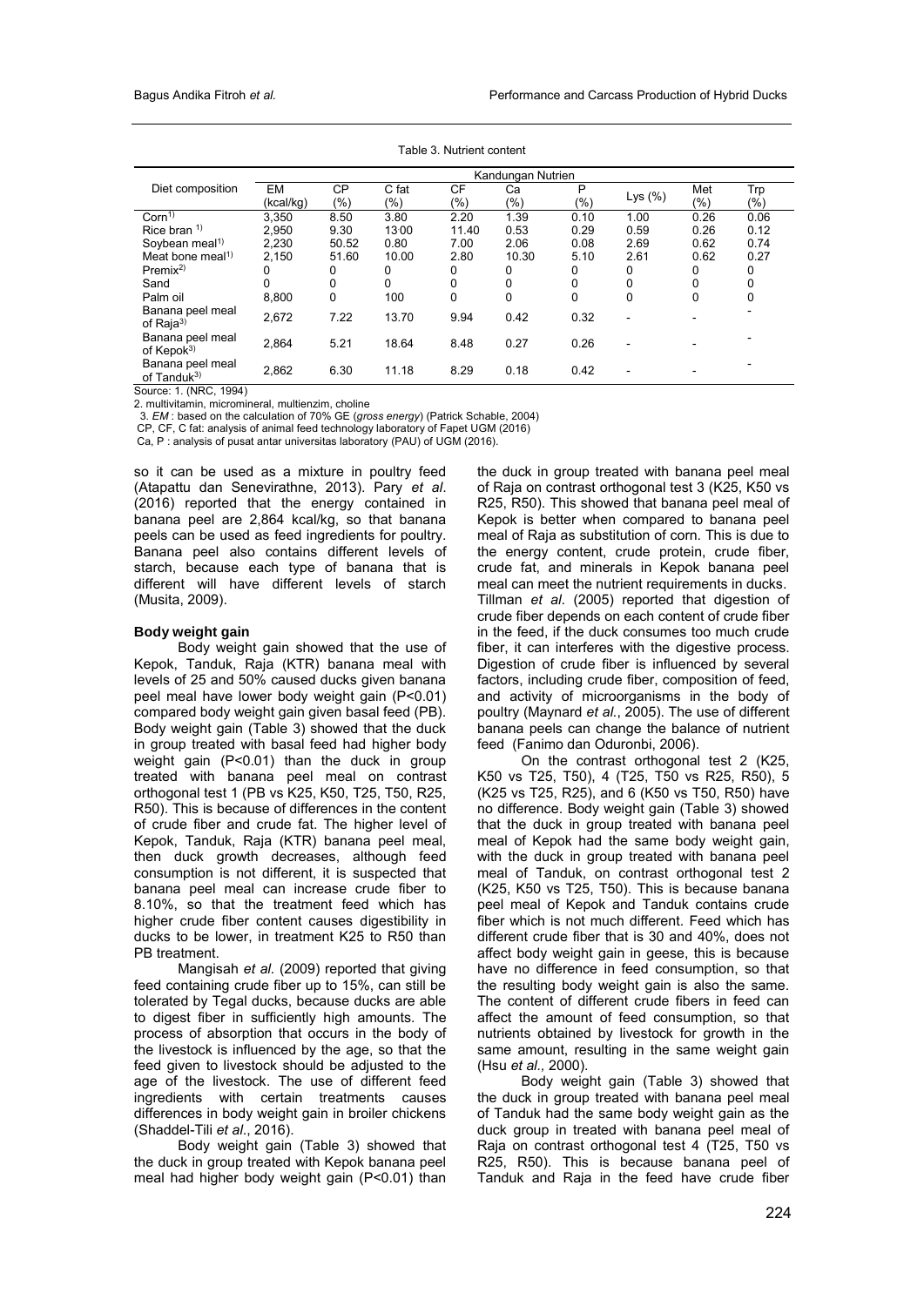Table 3. Nutrient content

| Diet composition | Kandungan Nutrien | | | | | | | | |
|---|---|---|---|---|---|---|---|---|---|
| | EM (kcal/kg) | CP (%) | C fat (%) | CF (%) | Ca (%) | P (%) | Lys (%) | Met (%) | Trp (%) |
| Corn[1)] | 3,350 | 8.50 | 3.80 | 2.20 | 1.39 | 0.10 | 1.00 | 0.26 | 0.06 |
| Rice bran [1)] | 2,950 | 9.30 | 13.00 | 11.40 | 0.53 | 0.29 | 0.59 | 0.26 | 0.12 |
| Soybean meal[1)] | 2,230 | 50.52 | 0.80 | 7.00 | 2.06 | 0.08 | 2.69 | 0.62 | 0.74 |
| Meat bone meal[1)] | 2,150 | 51.60 | 10.00 | 2.80 | 10.30 | 5.10 | 2.61 | 0.62 | 0.27 |
| Premix[2)] | 0 | 0 | 0 | 0 | 0 | 0 | 0 | 0 | 0 |
| Sand | 0 | 0 | 0 | 0 | 0 | 0 | 0 | 0 | 0 |
| Palm oil | 8,800 | 0 | 100 | 0 | 0 | 0 | 0 | 0 | 0 |
| Banana peel meal of Raja[3)] | 2,672 | 7.22 | 13.70 | 9.94 | 0.42 | 0.32 | - | - | - |
| Banana peel meal of Kepok[3)] | 2,864 | 5.21 | 18.64 | 8.48 | 0.27 | 0.26 | - | - | - |
| Banana peel meal of Tanduk[3)] | 2,862 | 6.30 | 11.18 | 8.29 | 0.18 | 0.42 | - | - | - |

Source: 1. (NRC, 1994)
2. multivitamin, micromineral, multienzim, choline
3. *EM* : based on the calculation of 70% GE (*gross energy*) (Patrick Schable, 2004)
CP, CF, C fat: analysis of animal feed technology laboratory of Fapet UGM (2016)
Ca, P : analysis of pusat antar universitas laboratory (PAU) of UGM (2016).

so it can be used as a mixture in poultry feed (Atapattu dan Senevirathne, 2013). Pary *et al*. (2016) reported that the energy contained in banana peel are 2,864 kcal/kg, so that banana peels can be used as feed ingredients for poultry. Banana peel also contains different levels of starch, because each type of banana that is different will have different levels of starch (Musita, 2009).

**Body weight gain**

Body weight gain showed that the use of Kepok, Tanduk, Raja (KTR) banana meal with levels of 25 and 50% caused ducks given banana peel meal have lower body weight gain (P<0.01) compared body weight gain given basal feed (PB). Body weight gain (Table 3) showed that the duck in group treated with basal feed had higher body weight gain (P<0.01) than the duck in group treated with banana peel meal on contrast orthogonal test 1 (PB vs K25, K50, T25, T50, R25, R50). This is because of differences in the content of crude fiber and crude fat. The higher level of Kepok, Tanduk, Raja (KTR) banana peel meal, then duck growth decreases, although feed consumption is not different, it is suspected that banana peel meal can increase crude fiber to 8.10%, so that the treatment feed which has higher crude fiber content causes digestibility in ducks to be lower, in treatment K25 to R50 than PB treatment.

Mangisah *et al*. (2009) reported that giving feed containing crude fiber up to 15%, can still be tolerated by Tegal ducks, because ducks are able to digest fiber in sufficiently high amounts. The process of absorption that occurs in the body of the livestock is influenced by the age, so that the feed given to livestock should be adjusted to the age of the livestock. The use of different feed ingredients with certain treatments causes differences in body weight gain in broiler chickens (Shaddel-Tili *et al*., 2016).

Body weight gain (Table 3) showed that the duck in group treated with Kepok banana peel meal had higher body weight gain (P<0.01) than the duck in group treated with banana peel meal of Raja on contrast orthogonal test 3 (K25, K50 vs R25, R50). This showed that banana peel meal of Kepok is better when compared to banana peel meal of Raja as substitution of corn. This is due to the energy content, crude protein, crude fiber, crude fat, and minerals in Kepok banana peel meal can meet the nutrient requirements in ducks. Tillman *et al*. (2005) reported that digestion of crude fiber depends on each content of crude fiber in the feed, if the duck consumes too much crude fiber, it can interferes with the digestive process. Digestion of crude fiber is influenced by several factors, including crude fiber, composition of feed, and activity of microorganisms in the body of poultry (Maynard *et al.*, 2005). The use of different banana peels can change the balance of nutrient feed (Fanimo dan Oduronbi, 2006).

On the contrast orthogonal test 2 (K25, K50 vs T25, T50), 4 (T25, T50 vs R25, R50), 5 (K25 vs T25, R25), and 6 (K50 vs T50, R50) have no difference. Body weight gain (Table 3) showed that the duck in group treated with banana peel meal of Kepok had the same body weight gain, with the duck in group treated with banana peel meal of Tanduk, on contrast orthogonal test 2 (K25, K50 vs T25, T50). This is because banana peel meal of Kepok and Tanduk contains crude fiber which is not much different. Feed which has different crude fiber that is 30 and 40%, does not affect body weight gain in geese, this is because have no difference in feed consumption, so that the resulting body weight gain is also the same. The content of different crude fibers in feed can affect the amount of feed consumption, so that nutrients obtained by livestock for growth in the same amount, resulting in the same weight gain (Hsu *et al.,* 2000).

Body weight gain (Table 3) showed that the duck in group treated with banana peel meal of Tanduk had the same body weight gain as the duck group in treated with banana peel meal of Raja on contrast orthogonal test 4 (T25, T50 vs R25, R50). This is because banana peel of Tanduk and Raja in the feed have crude fiber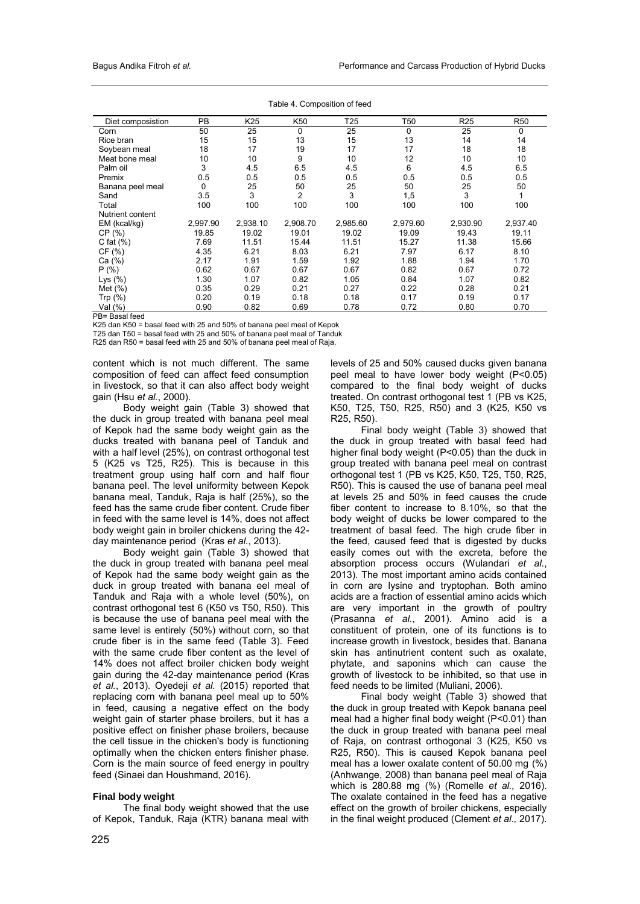Table 4. Composition of feed

| Diet composistion | PB | K25 | K50 | T25 | T50 | R25 | R50 |
|---|---|---|---|---|---|---|---|
| Corn | 50 | 25 | 0 | 25 | 0 | 25 | 0 |
| Rice bran | 15 | 15 | 13 | 15 | 13 | 14 | 14 |
| Soybean meal | 18 | 17 | 19 | 17 | 17 | 18 | 18 |
| Meat bone meal | 10 | 10 | 9 | 10 | 12 | 10 | 10 |
| Palm oil | 3 | 4.5 | 6.5 | 4.5 | 6 | 4.5 | 6.5 |
| Premix | 0.5 | 0.5 | 0.5 | 0.5 | 0.5 | 0.5 | 0.5 |
| Banana peel meal | 0 | 25 | 50 | 25 | 50 | 25 | 50 |
| Sand | 3.5 | 3 | 2 | 3 | 1,5 | 3 | 1 |
| Total | 100 | 100 | 100 | 100 | 100 | 100 | 100 |
| Nutrient content | | | | | | | |
| EM (kcal/kg) | 2,997.90 | 2,938.10 | 2,908.70 | 2,985.60 | 2,979.60 | 2,930.90 | 2,937.40 |
| CP (%) | 19.85 | 19.02 | 19.01 | 19.02 | 19.09 | 19.43 | 19.11 |
| C fat (%) | 7.69 | 11.51 | 15.44 | 11.51 | 15.27 | 11.38 | 15.66 |
| CF (%) | 4.35 | 6.21 | 8.03 | 6.21 | 7.97 | 6.17 | 8.10 |
| Ca (%) | 2.17 | 1.91 | 1.59 | 1.92 | 1.88 | 1.94 | 1.70 |
| P (%) | 0.62 | 0.67 | 0.67 | 0.67 | 0.82 | 0.67 | 0.72 |
| Lys (%) | 1.30 | 1.07 | 0.82 | 1.05 | 0.84 | 1.07 | 0.82 |
| Met (%) | 0.35 | 0.29 | 0.21 | 0.27 | 0.22 | 0.28 | 0.21 |
| Trp (%) | 0.20 | 0.19 | 0.18 | 0.18 | 0.17 | 0.19 | 0.17 |
| Val (%) | 0.90 | 0.82 | 0.69 | 0.78 | 0.72 | 0.80 | 0.70 |

PB= Basal feed
K25 dan K50 = basal feed with 25 and 50% of banana peel meal of Kepok
T25 dan T50 = basal feed with 25 and 50% of banana peel meal of Tanduk
R25 dan R50 = basal feed with 25 and 50% of banana peel meal of Raja.

content which is not much different. The same composition of feed can affect feed consumption in livestock, so that it can also affect body weight gain (Hsu *et al.*, 2000).

Body weight gain (Table 3) showed that the duck in group treated with banana peel meal of Kepok had the same body weight gain as the ducks treated with banana peel of Tanduk and with a half level (25%), on contrast orthogonal test 5 (K25 vs T25, R25). This is because in this treatment group using half corn and half flour banana peel. The level uniformity between Kepok banana meal, Tanduk, Raja is half (25%), so the feed has the same crude fiber content. Crude fiber in feed with the same level is 14%, does not affect body weight gain in broiler chickens during the 42-day maintenance period (Kras *et al.*, 2013).

Body weight gain (Table 3) showed that the duck in group treated with banana peel meal of Kepok had the same body weight gain as the duck in group treated with banana eel meal of Tanduk and Raja with a whole level (50%), on contrast orthogonal test 6 (K50 vs T50, R50). This is because the use of banana peel meal with the same level is entirely (50%) without corn, so that crude fiber is in the same feed (Table 3). Feed with the same crude fiber content as the level of 14% does not affect broiler chicken body weight gain during the 42-day maintenance period (Kras *et al.*, 2013). Oyedeji *et al.* (2015) reported that replacing corn with banana peel meal up to 50% in feed, causing a negative effect on the body weight gain of starter phase broilers, but it has a positive effect on finisher phase broilers, because the cell tissue in the chicken's body is functioning optimally when the chicken enters finisher phase. Corn is the main source of feed energy in poultry feed (Sinaei dan Houshmand, 2016).

### Final body weight

The final body weight showed that the use of Kepok, Tanduk, Raja (KTR) banana meal with levels of 25 and 50% caused ducks given banana peel meal to have lower body weight ($P<0.05$) compared to the final body weight of ducks treated. On contrast orthogonal test 1 (PB vs K25, K50, T25, T50, R25, R50) and 3 (K25, K50 vs R25, R50).

Final body weight (Table 3) showed that the duck in group treated with basal feed had higher final body weight ($P<0.05$) than the duck in group treated with banana peel meal on contrast orthogonal test 1 (PB vs K25, K50, T25, T50, R25, R50). This is caused the use of banana peel meal at levels 25 and 50% in feed causes the crude fiber content to increase to 8.10%, so that the body weight of ducks be lower compared to the treatment of basal feed. The high crude fiber in the feed, caused feed that is digested by ducks easily comes out with the excreta, before the absorption process occurs (Wulandari *et al.*, 2013). The most important amino acids contained in corn are lysine and tryptophan. Both amino acids are a fraction of essential amino acids which are very important in the growth of poultry (Prasanna *et al.*, 2001). Amino acid is a constituent of protein, one of its functions is to increase growth in livestock, besides that. Banana skin has antinutrient content such as oxalate, phytate, and saponins which can cause the growth of livestock to be inhibited, so that use in feed needs to be limited (Muliani, 2006).

Final body weight (Table 3) showed that the duck in group treated with Kepok banana peel meal had a higher final body weight ($P<0.01$) than the duck in group treated with banana peel meal of Raja, on contrast orthogonal 3 (K25, K50 vs R25, R50). This is caused Kepok banana peel meal has a lower oxalate content of 50.00 mg (%) (Anhwange, 2008) than banana peel meal of Raja which is 280.88 mg (%) (Romelle *et al.,* 2016). The oxalate contained in the feed has a negative effect on the growth of broiler chickens, especially in the final weight produced (Clement *et al.,* 2017).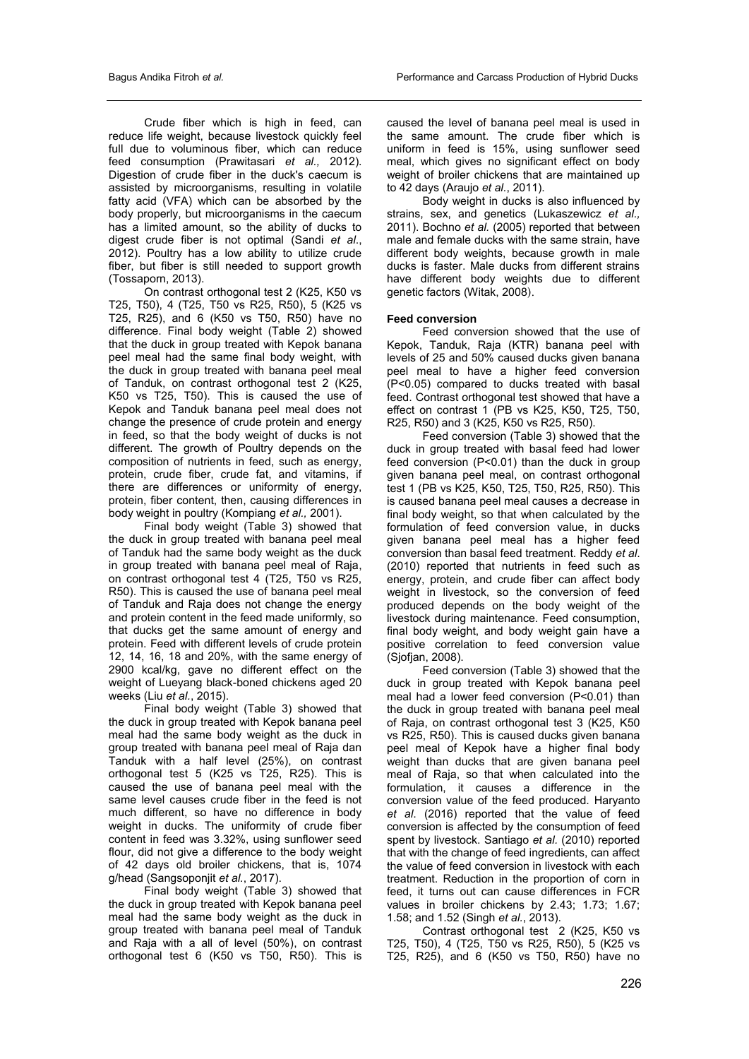Crude fiber which is high in feed, can reduce life weight, because livestock quickly feel full due to voluminous fiber, which can reduce feed consumption (Prawitasari *et al.,* 2012). Digestion of crude fiber in the duck's caecum is assisted by microorganisms, resulting in volatile fatty acid (VFA) which can be absorbed by the body properly, but microorganisms in the caecum has a limited amount, so the ability of ducks to digest crude fiber is not optimal (Sandi *et al*., 2012). Poultry has a low ability to utilize crude fiber, but fiber is still needed to support growth (Tossaporn, 2013).

On contrast orthogonal test 2 (K25, K50 vs T25, T50), 4 (T25, T50 vs R25, R50), 5 (K25 vs T25, R25), and 6 (K50 vs T50, R50) have no difference. Final body weight (Table 2) showed that the duck in group treated with Kepok banana peel meal had the same final body weight, with the duck in group treated with banana peel meal of Tanduk, on contrast orthogonal test 2 (K25, K50 vs T25, T50). This is caused the use of Kepok and Tanduk banana peel meal does not change the presence of crude protein and energy in feed, so that the body weight of ducks is not different. The growth of Poultry depends on the composition of nutrients in feed, such as energy, protein, crude fiber, crude fat, and vitamins, if there are differences or uniformity of energy, protein, fiber content, then, causing differences in body weight in poultry (Kompiang *et al.,* 2001).

Final body weight (Table 3) showed that the duck in group treated with banana peel meal of Tanduk had the same body weight as the duck in group treated with banana peel meal of Raja, on contrast orthogonal test 4 (T25, T50 vs R25, R50). This is caused the use of banana peel meal of Tanduk and Raja does not change the energy and protein content in the feed made uniformly, so that ducks get the same amount of energy and protein. Feed with different levels of crude protein 12, 14, 16, 18 and 20%, with the same energy of 2900 kcal/kg, gave no different effect on the weight of Lueyang black-boned chickens aged 20 weeks (Liu *et al.*, 2015).

Final body weight (Table 3) showed that the duck in group treated with Kepok banana peel meal had the same body weight as the duck in group treated with banana peel meal of Raja dan Tanduk with a half level (25%), on contrast orthogonal test 5 (K25 vs T25, R25). This is caused the use of banana peel meal with the same level causes crude fiber in the feed is not much different, so have no difference in body weight in ducks. The uniformity of crude fiber content in feed was 3.32%, using sunflower seed flour, did not give a difference to the body weight of 42 days old broiler chickens, that is, 1074 g/head (Sangsoponjit *et al.*, 2017).

Final body weight (Table 3) showed that the duck in group treated with Kepok banana peel meal had the same body weight as the duck in group treated with banana peel meal of Tanduk and Raja with a all of level (50%), on contrast orthogonal test 6 (K50 vs T50, R50). This is caused the level of banana peel meal is used in the same amount. The crude fiber which is uniform in feed is 15%, using sunflower seed meal, which gives no significant effect on body weight of broiler chickens that are maintained up to 42 days (Araujo *et al.*, 2011).

Body weight in ducks is also influenced by strains, sex, and genetics (Lukaszewicz *et al.,* 2011). Bochno *et al.* (2005) reported that between male and female ducks with the same strain, have different body weights, because growth in male ducks is faster. Male ducks from different strains have different body weights due to different genetic factors (Witak, 2008).

**Feed conversion**

Feed conversion showed that the use of Kepok, Tanduk, Raja (KTR) banana peel with levels of 25 and 50% caused ducks given banana peel meal to have a higher feed conversion ($P<0.05$) compared to ducks treated with basal feed. Contrast orthogonal test showed that have a effect on contrast 1 (PB vs K25, K50, T25, T50, R25, R50) and 3 (K25, K50 vs R25, R50).

Feed conversion (Table 3) showed that the duck in group treated with basal feed had lower feed conversion ($P<0.01$) than the duck in group given banana peel meal, on contrast orthogonal test 1 (PB vs K25, K50, T25, T50, R25, R50). This is caused banana peel meal causes a decrease in final body weight, so that when calculated by the formulation of feed conversion value, in ducks given banana peel meal has a higher feed conversion than basal feed treatment. Reddy *et al*. (2010) reported that nutrients in feed such as energy, protein, and crude fiber can affect body weight in livestock, so the conversion of feed produced depends on the body weight of the livestock during maintenance. Feed consumption, final body weight, and body weight gain have a positive correlation to feed conversion value (Sjofjan, 2008).

Feed conversion (Table 3) showed that the duck in group treated with Kepok banana peel meal had a lower feed conversion ($P<0.01$) than the duck in group treated with banana peel meal of Raja, on contrast orthogonal test 3 (K25, K50 vs R25, R50). This is caused ducks given banana peel meal of Kepok have a higher final body weight than ducks that are given banana peel meal of Raja, so that when calculated into the formulation, it causes a difference in the conversion value of the feed produced. Haryanto *et al.* (2016) reported that the value of feed conversion is affected by the consumption of feed spent by livestock. Santiago *et al.* (2010) reported that with the change of feed ingredients, can affect the value of feed conversion in livestock with each treatment. Reduction in the proportion of corn in feed, it turns out can cause differences in FCR values in broiler chickens by 2.43; 1.73; 1.67; 1.58; and 1.52 (Singh *et al.*, 2013).

Contrast orthogonal test 2 (K25, K50 vs T25, T50), 4 (T25, T50 vs R25, R50), 5 (K25 vs T25, R25), and 6 (K50 vs T50, R50) have no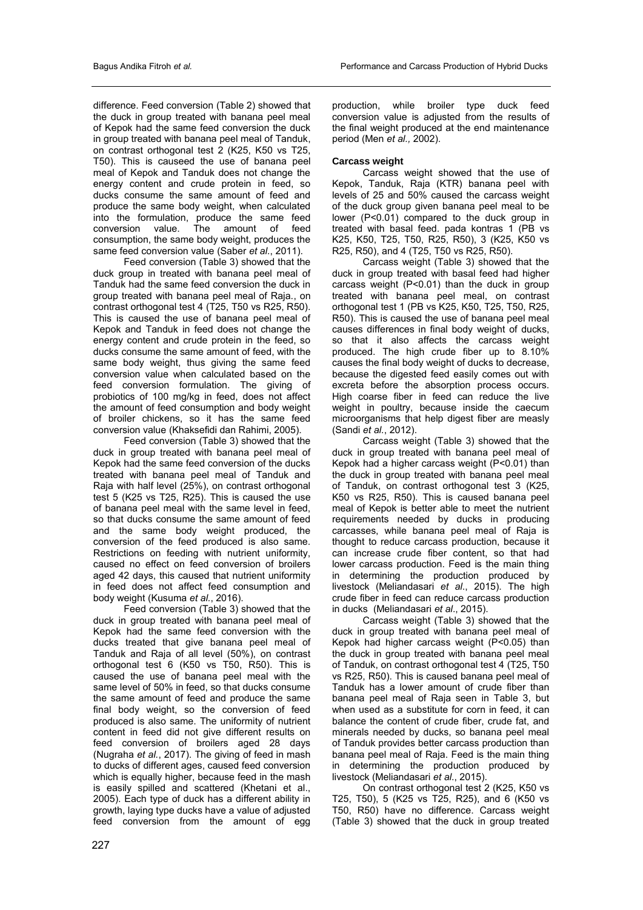difference. Feed conversion (Table 2) showed that the duck in group treated with banana peel meal of Kepok had the same feed conversion the duck in group treated with banana peel meal of Tanduk, on contrast orthogonal test 2 (K25, K50 vs T25, T50). This is causeed the use of banana peel meal of Kepok and Tanduk does not change the energy content and crude protein in feed, so ducks consume the same amount of feed and produce the same body weight, when calculated into the formulation, produce the same feed conversion value. The amount of feed consumption, the same body weight, produces the same feed conversion value (Saber *et al.*, 2011).

Feed conversion (Table 3) showed that the duck group in treated with banana peel meal of Tanduk had the same feed conversion the duck in group treated with banana peel meal of Raja., on contrast orthogonal test 4 (T25, T50 vs R25, R50). This is caused the use of banana peel meal of Kepok and Tanduk in feed does not change the energy content and crude protein in the feed, so ducks consume the same amount of feed, with the same body weight, thus giving the same feed conversion value when calculated based on the feed conversion formulation. The giving of probiotics of 100 mg/kg in feed, does not affect the amount of feed consumption and body weight of broiler chickens, so it has the same feed conversion value (Khaksefidi dan Rahimi, 2005).

Feed conversion (Table 3) showed that the duck in group treated with banana peel meal of Kepok had the same feed conversion of the ducks treated with banana peel meal of Tanduk and Raja with half level (25%), on contrast orthogonal test 5 (K25 vs T25, R25). This is caused the use of banana peel meal with the same level in feed, so that ducks consume the same amount of feed and the same body weight produced, the conversion of the feed produced is also same. Restrictions on feeding with nutrient uniformity, caused no effect on feed conversion of broilers aged 42 days, this caused that nutrient uniformity in feed does not affect feed consumption and body weight (Kusuma *et al.*, 2016).

Feed conversion (Table 3) showed that the duck in group treated with banana peel meal of Kepok had the same feed conversion with the ducks treated that give banana peel meal of Tanduk and Raja of all level (50%), on contrast orthogonal test 6 (K50 vs T50, R50). This is caused the use of banana peel meal with the same level of 50% in feed, so that ducks consume the same amount of feed and produce the same final body weight, so the conversion of feed produced is also same. The uniformity of nutrient content in feed did not give different results on feed conversion of broilers aged 28 days (Nugraha *et al.*, 2017). The giving of feed in mash to ducks of different ages, caused feed conversion which is equally higher, because feed in the mash is easily spilled and scattered (Khetani et al., 2005). Each type of duck has a different ability in growth, laying type ducks have a value of adjusted feed conversion from the amount of egg production, while broiler type duck feed conversion value is adjusted from the results of the final weight produced at the end maintenance period (Men *et al.,* 2002).

**Carcass weight**

Carcass weight showed that the use of Kepok, Tanduk, Raja (KTR) banana peel with levels of 25 and 50% caused the carcass weight of the duck group given banana peel meal to be lower ($P<0.01$) compared to the duck group in treated with basal feed. pada kontras 1 (PB vs K25, K50, T25, T50, R25, R50), 3 (K25, K50 vs R25, R50), and 4 (T25, T50 vs R25, R50).

Carcass weight (Table 3) showed that the duck in group treated with basal feed had higher carcass weight ($P<0.01$) than the duck in group treated with banana peel meal, on contrast orthogonal test 1 (PB vs K25, K50, T25, T50, R25, R50). This is caused the use of banana peel meal causes differences in final body weight of ducks, so that it also affects the carcass weight produced. The high crude fiber up to 8.10% causes the final body weight of ducks to decrease, because the digested feed easily comes out with excreta before the absorption process occurs. High coarse fiber in feed can reduce the live weight in poultry, because inside the caecum microorganisms that help digest fiber are measly (Sandi *et al.*, 2012).

Carcass weight (Table 3) showed that the duck in group treated with banana peel meal of Kepok had a higher carcass weight ($P<0.01$) than the duck in group treated with banana peel meal of Tanduk, on contrast orthogonal test 3 (K25, K50 vs R25, R50). This is caused banana peel meal of Kepok is better able to meet the nutrient requirements needed by ducks in producing carcasses, while banana peel meal of Raja is thought to reduce carcass production, because it can increase crude fiber content, so that had lower carcass production. Feed is the main thing in determining the production produced by livestock (Meliandasari *et al.*, 2015). The high crude fiber in feed can reduce carcass production in ducks (Meliandasari *et al.*, 2015).

Carcass weight (Table 3) showed that the duck in group treated with banana peel meal of Kepok had higher carcass weight ($P<0.05$) than the duck in group treated with banana peel meal of Tanduk, on contrast orthogonal test 4 (T25, T50 vs R25, R50). This is caused banana peel meal of Tanduk has a lower amount of crude fiber than banana peel meal of Raja seen in Table 3, but when used as a substitute for corn in feed, it can balance the content of crude fiber, crude fat, and minerals needed by ducks, so banana peel meal of Tanduk provides better carcass production than banana peel meal of Raja. Feed is the main thing in determining the production produced by livestock (Meliandasari *et al.*, 2015).

On contrast orthogonal test 2 (K25, K50 vs T25, T50), 5 (K25 vs T25, R25), and 6 (K50 vs T50, R50) have no difference. Carcass weight (Table 3) showed that the duck in group treated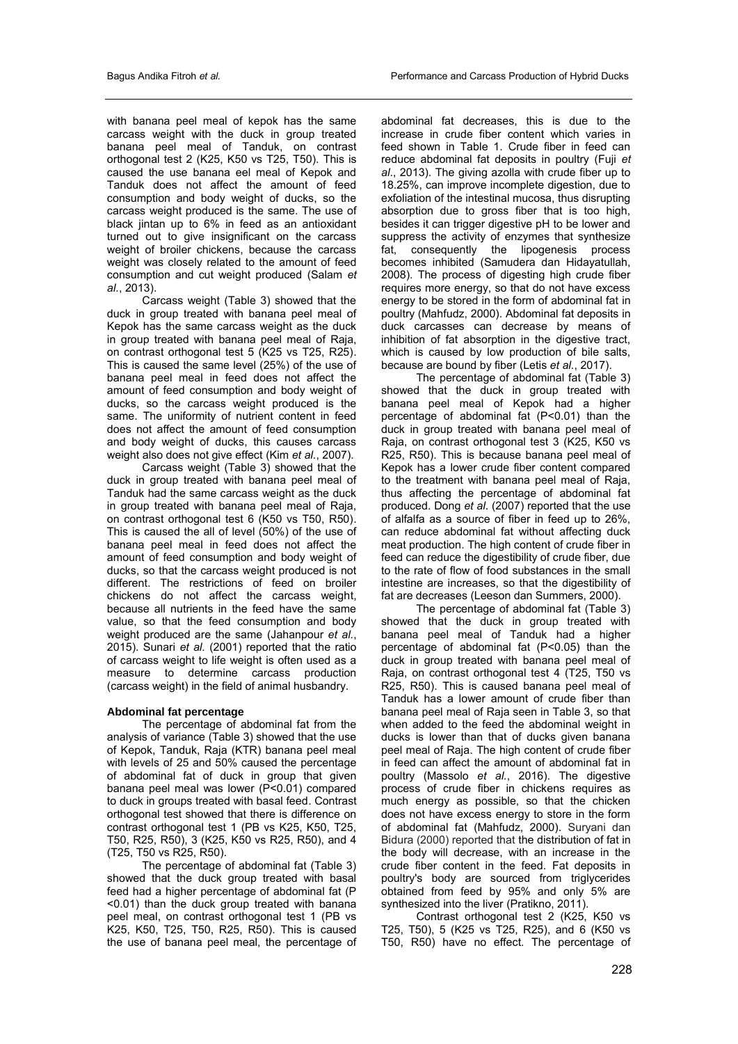with banana peel meal of kepok has the same carcass weight with the duck in group treated banana peel meal of Tanduk, on contrast orthogonal test 2 (K25, K50 vs T25, T50). This is caused the use banana eel meal of Kepok and Tanduk does not affect the amount of feed consumption and body weight of ducks, so the carcass weight produced is the same. The use of black jintan up to 6% in feed as an antioxidant turned out to give insignificant on the carcass weight of broiler chickens, because the carcass weight was closely related to the amount of feed consumption and cut weight produced (Salam *et al.*, 2013).

Carcass weight (Table 3) showed that the duck in group treated with banana peel meal of Kepok has the same carcass weight as the duck in group treated with banana peel meal of Raja, on contrast orthogonal test 5 (K25 vs T25, R25). This is caused the same level (25%) of the use of banana peel meal in feed does not affect the amount of feed consumption and body weight of ducks, so the carcass weight produced is the same. The uniformity of nutrient content in feed does not affect the amount of feed consumption and body weight of ducks, this causes carcass weight also does not give effect (Kim *et al.*, 2007).

Carcass weight (Table 3) showed that the duck in group treated with banana peel meal of Tanduk had the same carcass weight as the duck in group treated with banana peel meal of Raja, on contrast orthogonal test 6 (K50 vs T50, R50). This is caused the all of level (50%) of the use of banana peel meal in feed does not affect the amount of feed consumption and body weight of ducks, so that the carcass weight produced is not different. The restrictions of feed on broiler chickens do not affect the carcass weight, because all nutrients in the feed have the same value, so that the feed consumption and body weight produced are the same (Jahanpour *et al.*, 2015). Sunari *et al.* (2001) reported that the ratio of carcass weight to life weight is often used as a measure to determine carcass production (carcass weight) in the field of animal husbandry.

**Abdominal fat percentage**

The percentage of abdominal fat from the analysis of variance (Table 3) showed that the use of Kepok, Tanduk, Raja (KTR) banana peel meal with levels of 25 and 50% caused the percentage of abdominal fat of duck in group that given banana peel meal was lower ($P<0.01$) compared to duck in groups treated with basal feed. Contrast orthogonal test showed that there is difference on contrast orthogonal test 1 (PB vs K25, K50, T25, T50, R25, R50), 3 (K25, K50 vs R25, R50), and 4 (T25, T50 vs R25, R50).

The percentage of abdominal fat (Table 3) showed that the duck group treated with basal feed had a higher percentage of abdominal fat ($P<0.01$) than the duck group treated with banana peel meal, on contrast orthogonal test 1 (PB vs K25, K50, T25, T50, R25, R50). This is caused the use of banana peel meal, the percentage of abdominal fat decreases, this is due to the increase in crude fiber content which varies in feed shown in Table 1. Crude fiber in feed can reduce abdominal fat deposits in poultry (Fuji *et al.*, 2013). The giving azolla with crude fiber up to 18.25%, can improve incomplete digestion, due to exfoliation of the intestinal mucosa, thus disrupting absorption due to gross fiber that is too high, besides it can trigger digestive pH to be lower and suppress the activity of enzymes that synthesize fat, consequently the lipogenesis process becomes inhibited (Samudera dan Hidayatullah, 2008). The process of digesting high crude fiber requires more energy, so that do not have excess energy to be stored in the form of abdominal fat in poultry (Mahfudz, 2000). Abdominal fat deposits in duck carcasses can decrease by means of inhibition of fat absorption in the digestive tract, which is caused by low production of bile salts, because are bound by fiber (Letis *et al.*, 2017).

The percentage of abdominal fat (Table 3) showed that the duck in group treated with banana peel meal of Kepok had a higher percentage of abdominal fat ($P<0.01$) than the duck in group treated with banana peel meal of Raja, on contrast orthogonal test 3 (K25, K50 vs R25, R50). This is because banana peel meal of Kepok has a lower crude fiber content compared to the treatment with banana peel meal of Raja, thus affecting the percentage of abdominal fat produced. Dong *et al.* (2007) reported that the use of alfalfa as a source of fiber in feed up to 26%, can reduce abdominal fat without affecting duck meat production. The high content of crude fiber in feed can reduce the digestibility of crude fiber, due to the rate of flow of food substances in the small intestine are increases, so that the digestibility of fat are decreases (Leeson dan Summers, 2000).

The percentage of abdominal fat (Table 3) showed that the duck in group treated with banana peel meal of Tanduk had a higher percentage of abdominal fat ($P<0.05$) than the duck in group treated with banana peel meal of Raja, on contrast orthogonal test 4 (T25, T50 vs R25, R50). This is caused banana peel meal of Tanduk has a lower amount of crude fiber than banana peel meal of Raja seen in Table 3, so that when added to the feed the abdominal weight in ducks is lower than that of ducks given banana peel meal of Raja. The high content of crude fiber in feed can affect the amount of abdominal fat in poultry (Massolo *et al.*, 2016). The digestive process of crude fiber in chickens requires as much energy as possible, so that the chicken does not have excess energy to store in the form of abdominal fat (Mahfudz, 2000). Suryani dan Bidura (2000) reported that the distribution of fat in the body will decrease, with an increase in the crude fiber content in the feed. Fat deposits in poultry's body are sourced from triglycerides obtained from feed by 95% and only 5% are synthesized into the liver (Pratikno, 2011).

Contrast orthogonal test 2 (K25, K50 vs T25, T50), 5 (K25 vs T25, R25), and 6 (K50 vs T50, R50) have no effect. The percentage of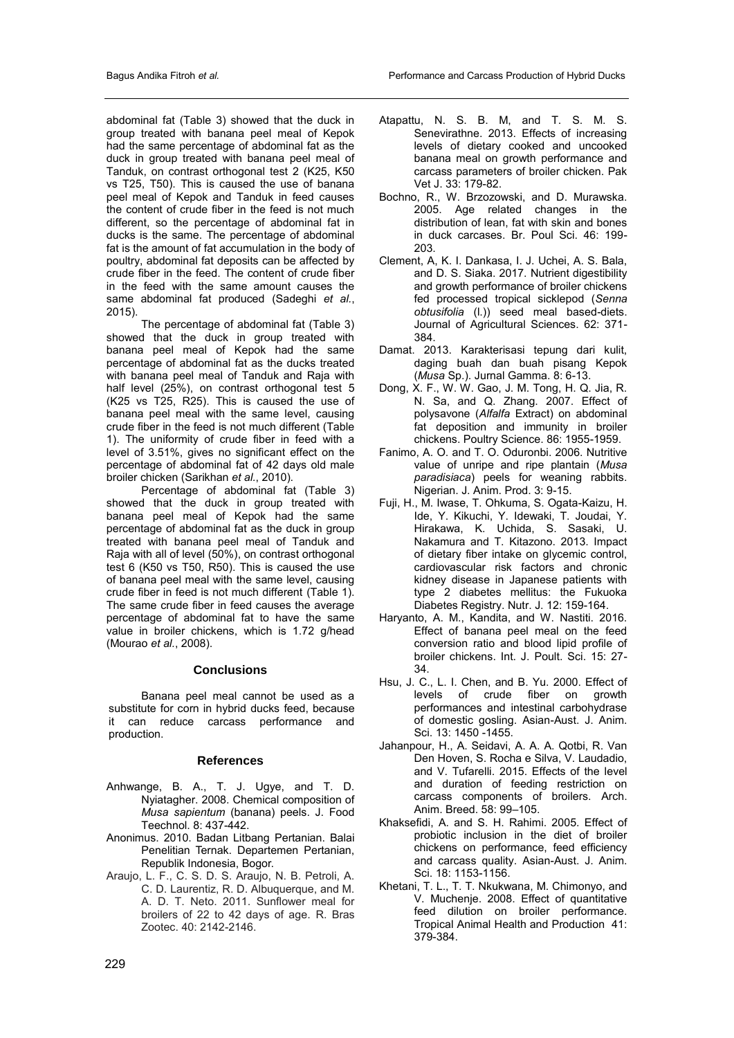abdominal fat (Table 3) showed that the duck in group treated with banana peel meal of Kepok had the same percentage of abdominal fat as the duck in group treated with banana peel meal of Tanduk, on contrast orthogonal test 2 (K25, K50 vs T25, T50). This is caused the use of banana peel meal of Kepok and Tanduk in feed causes the content of crude fiber in the feed is not much different, so the percentage of abdominal fat in ducks is the same. The percentage of abdominal fat is the amount of fat accumulation in the body of poultry, abdominal fat deposits can be affected by crude fiber in the feed. The content of crude fiber in the feed with the same amount causes the same abdominal fat produced (Sadeghi *et al.*, 2015).

The percentage of abdominal fat (Table 3) showed that the duck in group treated with banana peel meal of Kepok had the same percentage of abdominal fat as the ducks treated with banana peel meal of Tanduk and Raja with half level (25%), on contrast orthogonal test 5 (K25 vs T25, R25). This is caused the use of banana peel meal with the same level, causing crude fiber in the feed is not much different (Table 1). The uniformity of crude fiber in feed with a level of 3.51%, gives no significant effect on the percentage of abdominal fat of 42 days old male broiler chicken (Sarikhan *et al.*, 2010).

Percentage of abdominal fat (Table 3) showed that the duck in group treated with banana peel meal of Kepok had the same percentage of abdominal fat as the duck in group treated with banana peel meal of Tanduk and Raja with all of level (50%), on contrast orthogonal test 6 (K50 vs T50, R50). This is caused the use of banana peel meal with the same level, causing crude fiber in feed is not much different (Table 1). The same crude fiber in feed causes the average percentage of abdominal fat to have the same value in broiler chickens, which is 1.72 g/head (Mourao *et al.*, 2008).

## Conclusions

Banana peel meal cannot be used as a substitute for corn in hybrid ducks feed, because it can reduce carcass performance and production.

## References

Anhwange, B. A., T. J. Ugye, and T. D. Nyiatagher. 2008. Chemical composition of *Musa sapientum* (banana) peels. J. Food Teechnol. 8: 437-442.

Anonimus. 2010. Badan Litbang Pertanian. Balai Penelitian Ternak. Departemen Pertanian, Republik Indonesia, Bogor.

Araujo, L. F., C. S. D. S. Araujo, N. B. Petroli, A. C. D. Laurentiz, R. D. Albuquerque, and M. A. D. T. Neto. 2011. Sunflower meal for broilers of 22 to 42 days of age. R. Bras Zootec. 40: 2142-2146.

Atapattu, N. S. B. M, and T. S. M. S. Senevirathne. 2013. Effects of increasing levels of dietary cooked and uncooked banana meal on growth performance and carcass parameters of broiler chicken. Pak Vet J. 33: 179-82.

Bochno, R., W. Brzozowski, and D. Murawska. 2005. Age related changes in the distribution of lean, fat with skin and bones in duck carcases. Br. Poul Sci. 46: 199-203.

Clement, A, K. I. Dankasa, I. J. Uchei, A. S. Bala, and D. S. Siaka. 2017. Nutrient digestibility and growth performance of broiler chickens fed processed tropical sicklepod (*Senna obtusifolia* (l.)) seed meal based-diets. Journal of Agricultural Sciences. 62: 371-384.

Damat. 2013. Karakterisasi tepung dari kulit, daging buah dan buah pisang Kepok (*Musa* Sp.). Jurnal Gamma. 8: 6-13.

Dong, X. F., W. W. Gao, J. M. Tong, H. Q. Jia, R. N. Sa, and Q. Zhang. 2007. Effect of polysavone (*Alfalfa* Extract) on abdominal fat deposition and immunity in broiler chickens. Poultry Science. 86: 1955-1959.

Fanimo, A. O. and T. O. Oduronbi. 2006. Nutritive value of unripe and ripe plantain (*Musa paradisiaca*) peels for weaning rabbits. Nigerian. J. Anim. Prod. 3: 9-15.

Fuji, H., M. Iwase, T. Ohkuma, S. Ogata-Kaizu, H. Ide, Y. Kikuchi, Y. Idewaki, T. Joudai, Y. Hirakawa, K. Uchida, S. Sasaki, U. Nakamura and T. Kitazono. 2013. Impact of dietary fiber intake on glycemic control, cardiovascular risk factors and chronic kidney disease in Japanese patients with type 2 diabetes mellitus: the Fukuoka Diabetes Registry. Nutr. J. 12: 159-164.

Haryanto, A. M., Kandita, and W. Nastiti. 2016. Effect of banana peel meal on the feed conversion ratio and blood lipid profile of broiler chickens. Int. J. Poult. Sci. 15: 27-34.

Hsu, J. C., L. I. Chen, and B. Yu. 2000. Effect of levels of crude fiber on growth performances and intestinal carbohydrase of domestic gosling. Asian-Aust. J. Anim. Sci. 13: 1450 -1455.

Jahanpour, H., A. Seidavi, A. A. A. Qotbi, R. Van Den Hoven, S. Rocha e Silva, V. Laudadio, and V. Tufarelli. 2015. Effects of the level and duration of feeding restriction on carcass components of broilers. Arch. Anim. Breed. 58: 99–105.

Khaksefidi, A. and S. H. Rahimi. 2005. Effect of probiotic inclusion in the diet of broiler chickens on performance, feed efficiency and carcass quality. Asian-Aust. J. Anim. Sci. 18: 1153-1156.

Khetani, T. L., T. T. Nkukwana, M. Chimonyo, and V. Muchenje. 2008. Effect of quantitative feed dilution on broiler performance. Tropical Animal Health and Production 41: 379-384.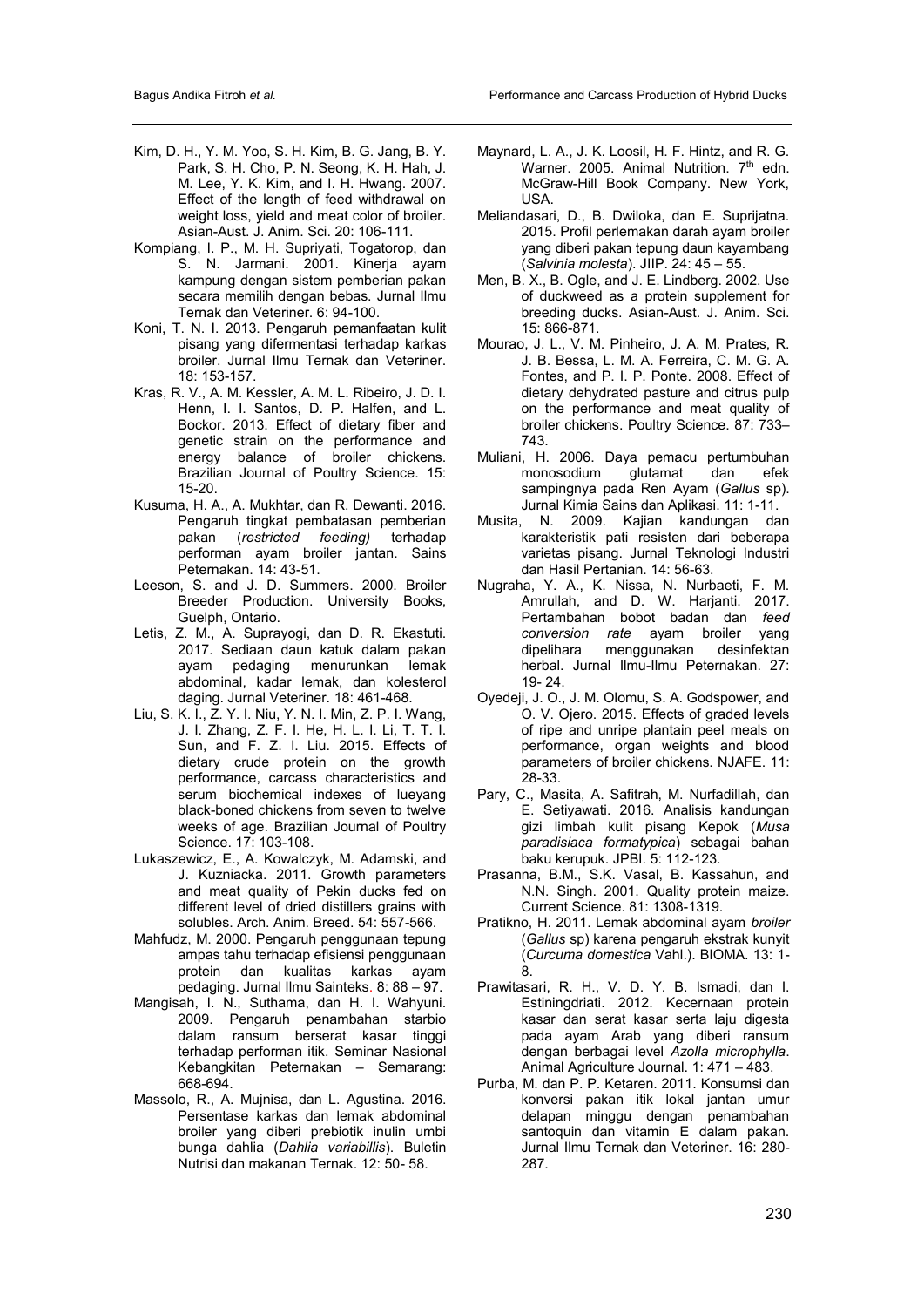Kim, D. H., Y. M. Yoo, S. H. Kim, B. G. Jang, B. Y. Park, S. H. Cho, P. N. Seong, K. H. Hah, J. M. Lee, Y. K. Kim, and I. H. Hwang. 2007. Effect of the length of feed withdrawal on weight loss, yield and meat color of broiler. Asian-Aust. J. Anim. Sci. 20: 106-111.

Kompiang, I. P., M. H. Supriyati, Togatorop, dan S. N. Jarmani. 2001. Kinerja ayam kampung dengan sistem pemberian pakan secara memilih dengan bebas. Jurnal Ilmu Ternak dan Veteriner. 6: 94-100.

Koni, T. N. I. 2013. Pengaruh pemanfaatan kulit pisang yang difermentasi terhadap karkas broiler. Jurnal Ilmu Ternak dan Veteriner. 18: 153-157.

Kras, R. V., A. M. Kessler, A. M. L. Ribeiro, J. D. I. Henn, I. I. Santos, D. P. Halfen, and L. Bockor. 2013. Effect of dietary fiber and genetic strain on the performance and energy balance of broiler chickens. Brazilian Journal of Poultry Science. 15: 15-20.

Kusuma, H. A., A. Mukhtar, dan R. Dewanti. 2016. Pengaruh tingkat pembatasan pemberian pakan (*restricted feeding)* terhadap performan ayam broiler jantan. Sains Peternakan. 14: 43-51.

Leeson, S. and J. D. Summers. 2000. Broiler Breeder Production. University Books, Guelph, Ontario.

Letis, Z. M., A. Suprayogi, dan D. R. Ekastuti. 2017. Sediaan daun katuk dalam pakan ayam pedaging menurunkan lemak abdominal, kadar lemak, dan kolesterol daging. Jurnal Veteriner. 18: 461-468.

Liu, S. K. I., Z. Y. I. Niu, Y. N. I. Min, Z. P. I. Wang, J. I. Zhang, Z. F. I. He, H. L. I. Li, T. T. I. Sun, and F. Z. I. Liu. 2015. Effects of dietary crude protein on the growth performance, carcass characteristics and serum biochemical indexes of lueyang black-boned chickens from seven to twelve weeks of age. Brazilian Journal of Poultry Science. 17: 103-108.

Lukaszewicz, E., A. Kowalczyk, M. Adamski, and J. Kuzniacka. 2011. Growth parameters and meat quality of Pekin ducks fed on different level of dried distillers grains with solubles. Arch. Anim. Breed. 54: 557-566.

Mahfudz, M. 2000. Pengaruh penggunaan tepung ampas tahu terhadap efisiensi penggunaan protein dan kualitas karkas ayam pedaging. Jurnal Ilmu Sainteks. 8: 88 – 97.

Mangisah, I. N., Suthama, dan H. I. Wahyuni. 2009. Pengaruh penambahan starbio dalam ransum berserat kasar tinggi terhadap performan itik. Seminar Nasional Kebangkitan Peternakan – Semarang: 668-694.

Massolo, R., A. Mujnisa, dan L. Agustina. 2016. Persentase karkas dan lemak abdominal broiler yang diberi prebiotik inulin umbi bunga dahlia (*Dahlia variabillis*). Buletin Nutrisi dan makanan Ternak. 12: 50- 58.

Maynard, L. A., J. K. Loosil, H. F. Hintz, and R. G. Warner. 2005. Animal Nutrition. 7th edn. McGraw-Hill Book Company. New York, USA.

Meliandasari, D., B. Dwiloka, dan E. Suprijatna. 2015. Profil perlemakan darah ayam broiler yang diberi pakan tepung daun kayambang (*Salvinia molesta*). JIIP. 24: 45 – 55.

Men, B. X., B. Ogle, and J. E. Lindberg. 2002. Use of duckweed as a protein supplement for breeding ducks. Asian-Aust. J. Anim. Sci. 15: 866-871.

Mourao, J. L., V. M. Pinheiro, J. A. M. Prates, R. J. B. Bessa, L. M. A. Ferreira, C. M. G. A. Fontes, and P. I. P. Ponte. 2008. Effect of dietary dehydrated pasture and citrus pulp on the performance and meat quality of broiler chickens. Poultry Science. 87: 733–743.

Muliani, H. 2006. Daya pemacu pertumbuhan monosodium glutamat dan efek sampingnya pada Ren Ayam (*Gallus* sp). Jurnal Kimia Sains dan Aplikasi. 11: 1-11.

Musita, N. 2009. Kajian kandungan dan karakteristik pati resisten dari beberapa varietas pisang. Jurnal Teknologi Industri dan Hasil Pertanian. 14: 56-63.

Nugraha, Y. A., K. Nissa, N. Nurbaeti, F. M. Amrullah, and D. W. Harjanti. 2017. Pertambahan bobot badan dan *feed conversion rate* ayam broiler yang dipelihara menggunakan desinfektan herbal. Jurnal Ilmu-Ilmu Peternakan. 27: 19- 24.

Oyedeji, J. O., J. M. Olomu, S. A. Godspower, and O. V. Ojero. 2015. Effects of graded levels of ripe and unripe plantain peel meals on performance, organ weights and blood parameters of broiler chickens. NJAFE. 11: 28-33.

Pary, C., Masita, A. Safitrah, M. Nurfadillah, dan E. Setiyawati. 2016. Analisis kandungan gizi limbah kulit pisang Kepok (*Musa paradisiaca formatypica*) sebagai bahan baku kerupuk. JPBI. 5: 112-123.

Prasanna, B.M., S.K. Vasal, B. Kassahun, and N.N. Singh. 2001. Quality protein maize. Current Science. 81: 1308-1319.

Pratikno, H. 2011. Lemak abdominal ayam *broiler* (*Gallus* sp) karena pengaruh ekstrak kunyit (*Curcuma domestica* Vahl.). BIOMA. 13: 1-8.

Prawitasari, R. H., V. D. Y. B. Ismadi, dan I. Estiningdriati. 2012. Kecernaan protein kasar dan serat kasar serta laju digesta pada ayam Arab yang diberi ransum dengan berbagai level *Azolla microphylla*. Animal Agriculture Journal. 1: 471 – 483.

Purba, M. dan P. P. Ketaren. 2011. Konsumsi dan konversi pakan itik lokal jantan umur delapan minggu dengan penambahan santoquin dan vitamin E dalam pakan. Jurnal Ilmu Ternak dan Veteriner. 16: 280-287.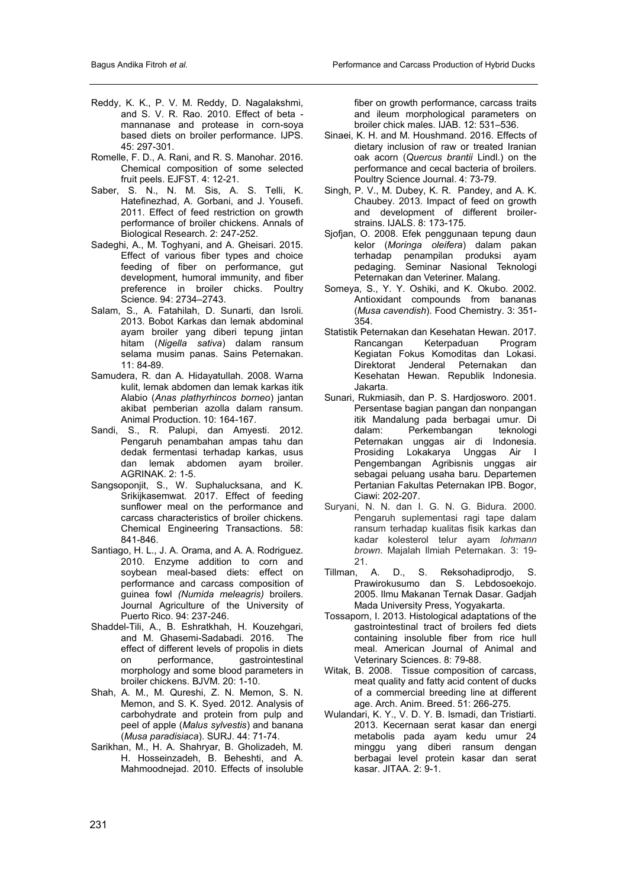Reddy, K. K., P. V. M. Reddy, D. Nagalakshmi, and S. V. R. Rao. 2010. Effect of beta - mannanase and protease in corn-soya based diets on broiler performance. IJPS. 45: 297-301.

Romelle, F. D., A. Rani, and R. S. Manohar. 2016. Chemical composition of some selected fruit peels. EJFST. 4: 12-21.

Saber, S. N., N. M. Sis, A. S. Telli, K. Hatefinezhad, A. Gorbani, and J. Yousefi. 2011. Effect of feed restriction on growth performance of broiler chickens. Annals of Biological Research. 2: 247-252.

Sadeghi, A., M. Toghyani, and A. Gheisari. 2015. Effect of various fiber types and choice feeding of fiber on performance, gut development, humoral immunity, and fiber preference in broiler chicks. Poultry Science. 94: 2734–2743.

Salam, S., A. Fatahilah, D. Sunarti, dan Isroli. 2013. Bobot Karkas dan lemak abdominal ayam broiler yang diberi tepung jintan hitam (*Nigella sativa*) dalam ransum selama musim panas. Sains Peternakan. 11: 84-89.

Samudera, R. dan A. Hidayatullah. 2008. Warna kulit, lemak abdomen dan lemak karkas itik Alabio (*Anas plathyrhincos borneo*) jantan akibat pemberian azolla dalam ransum. Animal Production. 10: 164-167.

Sandi, S., R. Palupi, dan Amyesti. 2012. Pengaruh penambahan ampas tahu dan dedak fermentasi terhadap karkas, usus dan lemak abdomen ayam broiler. AGRINAK. 2: 1-5.

Sangsoponjit, S., W. Suphalucksana, and K. Srikijkasemwat. 2017. Effect of feeding sunflower meal on the performance and carcass characteristics of broiler chickens. Chemical Engineering Transactions. 58: 841-846.

Santiago, H. L., J. A. Orama, and A. A. Rodriguez. 2010. Enzyme addition to corn and soybean meal-based diets: effect on performance and carcass composition of guinea fowl *(Numida meleagris)* broilers. Journal Agriculture of the University of Puerto Rico. 94: 237-246.

Shaddel-Tili, A., B. Eshratkhah, H. Kouzehgari, and M. Ghasemi-Sadabadi. 2016. The effect of different levels of propolis in diets on performance, gastrointestinal morphology and some blood parameters in broiler chickens. BJVM. 20: 1-10.

Shah, A. M., M. Qureshi, Z. N. Memon, S. N. Memon, and S. K. Syed. 2012. Analysis of carbohydrate and protein from pulp and peel of apple (*Malus sylvestis*) and banana (*Musa paradisiaca*). SURJ. 44: 71-74.

Sarikhan, M., H. A. Shahryar, B. Gholizadeh, M. H. Hosseinzadeh, B. Beheshti, and A. Mahmoodnejad. 2010. Effects of insoluble fiber on growth performance, carcass traits and ileum morphological parameters on broiler chick males. IJAB. 12: 531–536.

Sinaei, K. H. and M. Houshmand. 2016. Effects of dietary inclusion of raw or treated Iranian oak acorn (*Quercus brantii* Lindl.) on the performance and cecal bacteria of broilers. Poultry Science Journal. 4: 73-79.

Singh, P. V., M. Dubey, K. R. Pandey, and A. K. Chaubey. 2013. Impact of feed on growth and development of different broiler-strains. IJALS. 8: 173-175.

Sjofjan, O. 2008. Efek penggunaan tepung daun kelor (*Moringa oleifera*) dalam pakan terhadap penampilan produksi ayam pedaging. Seminar Nasional Teknologi Peternakan dan Veteriner. Malang.

Someya, S., Y. Y. Oshiki, and K. Okubo. 2002. Antioxidant compounds from bananas (*Musa cavendish*). Food Chemistry. 3: 351-354.

Statistik Peternakan dan Kesehatan Hewan. 2017. Rancangan Keterpaduan Program Kegiatan Fokus Komoditas dan Lokasi. Direktorat Jenderal Peternakan dan Kesehatan Hewan. Republik Indonesia. Jakarta.

Sunari, Rukmiasih, dan P. S. Hardjosworo. 2001. Persentase bagian pangan dan nonpangan itik Mandalung pada berbagai umur. Di dalam: Perkembangan teknologi Peternakan unggas air di Indonesia. Prosiding Lokakarya Unggas Air I Pengembangan Agribisnis unggas air sebagai peluang usaha baru. Departemen Pertanian Fakultas Peternakan IPB. Bogor, Ciawi: 202-207.

Suryani, N. N. dan I. G. N. G. Bidura. 2000. Pengaruh suplementasi ragi tape dalam ransum terhadap kualitas fisik karkas dan kadar kolesterol telur ayam *lohmann brown*. Majalah Ilmiah Peternakan. 3: 19-21.

Tillman, A. D., S. Reksohadiprodjo, S. Prawirokusumo dan S. Lebdosoekojo. 2005. Ilmu Makanan Ternak Dasar. Gadjah Mada University Press, Yogyakarta.

Tossaporn, I. 2013. Histological adaptations of the gastrointestinal tract of broilers fed diets containing insoluble fiber from rice hull meal. American Journal of Animal and Veterinary Sciences. 8: 79-88.

Witak, B. 2008. Tissue composition of carcass, meat quality and fatty acid content of ducks of a commercial breeding line at different age. Arch. Anim. Breed. 51: 266-275.

Wulandari, K. Y., V. D. Y. B. Ismadi, dan Tristiarti. 2013. Kecernaan serat kasar dan energi metabolis pada ayam kedu umur 24 minggu yang diberi ransum dengan berbagai level protein kasar dan serat kasar. JITAA. 2: 9-1.